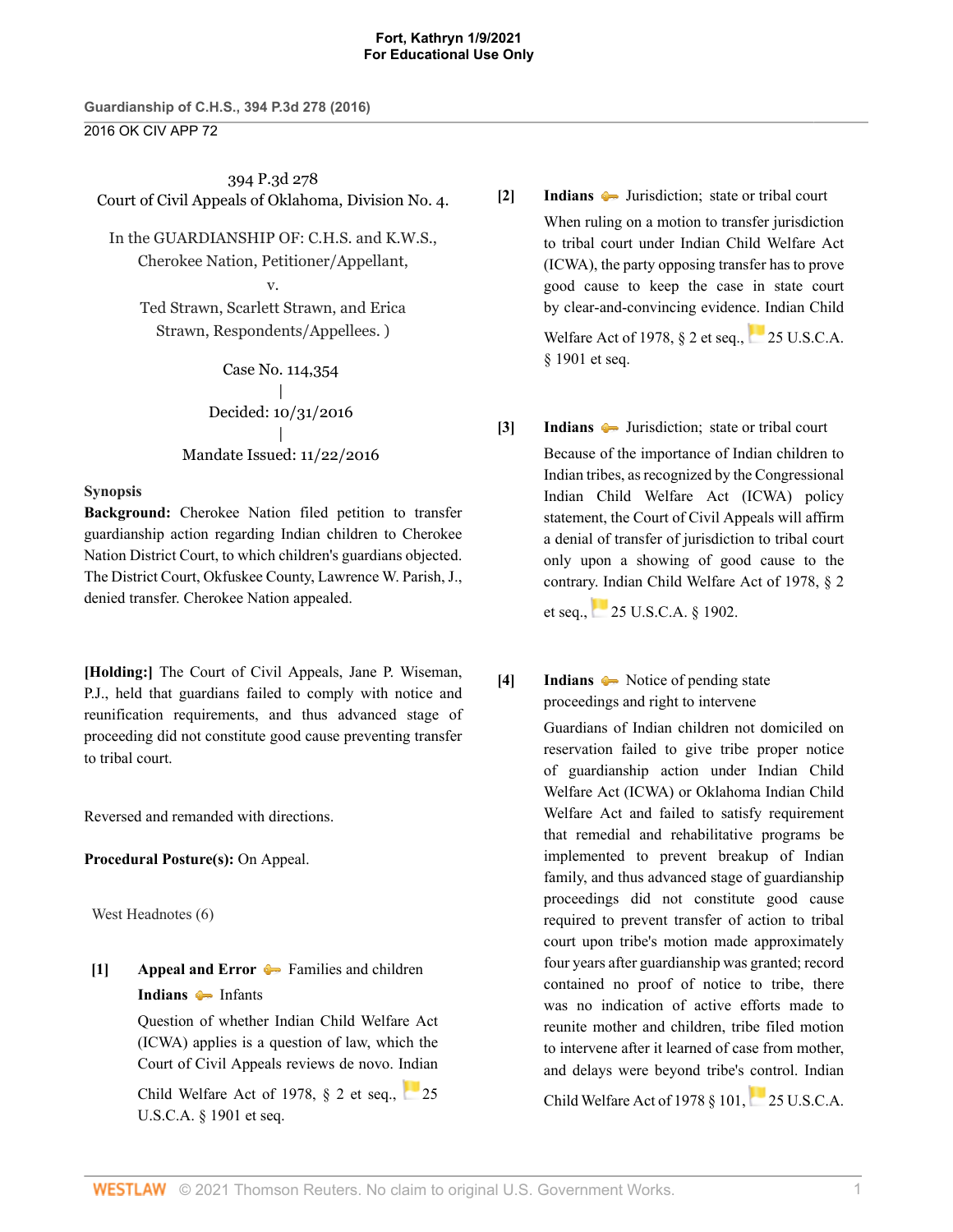394 P.3d 278
Court of Civil Appeals of Oklahoma, Division No. 4.

In the GUARDIANSHIP OF: C.H.S. and K.W.S., Cherokee Nation, Petitioner/Appellant,
v.
Ted Strawn, Scarlett Strawn, and Erica Strawn, Respondents/Appellees. )

Case No. 114,354
|
Decided: 10/31/2016
|
Mandate Issued: 11/22/2016

**Synopsis**

**Background:** Cherokee Nation filed petition to transfer guardianship action regarding Indian children to Cherokee Nation District Court, to which children's guardians objected. The District Court, Okfuskee County, Lawrence W. Parish, J., denied transfer. Cherokee Nation appealed.

**[Holding:]** The Court of Civil Appeals, Jane P. Wiseman, P.J., held that guardians failed to comply with notice and reunification requirements, and thus advanced stage of proceeding did not constitute good cause preventing transfer to tribal court.

Reversed and remanded with directions.

**Procedural Posture(s):** On Appeal.

West Headnotes (6)

**[1]** **Appeal and Error** Families and children
**Indians** Infants

Question of whether Indian Child Welfare Act (ICWA) applies is a question of law, which the Court of Civil Appeals reviews de novo. Indian Child Welfare Act of 1978, § 2 et seq., 25 U.S.C.A. § 1901 et seq.

**[2]** **Indians** Jurisdiction; state or tribal court

When ruling on a motion to transfer jurisdiction to tribal court under Indian Child Welfare Act (ICWA), the party opposing transfer has to prove good cause to keep the case in state court by clear-and-convincing evidence. Indian Child Welfare Act of 1978, § 2 et seq., 25 U.S.C.A. § 1901 et seq.

**[3]** **Indians** Jurisdiction; state or tribal court

Because of the importance of Indian children to Indian tribes, as recognized by the Congressional Indian Child Welfare Act (ICWA) policy statement, the Court of Civil Appeals will affirm a denial of transfer of jurisdiction to tribal court only upon a showing of good cause to the contrary. Indian Child Welfare Act of 1978, § 2 et seq., 25 U.S.C.A. § 1902.

**[4]** **Indians** Notice of pending state proceedings and right to intervene

Guardians of Indian children not domiciled on reservation failed to give tribe proper notice of guardianship action under Indian Child Welfare Act (ICWA) or Oklahoma Indian Child Welfare Act and failed to satisfy requirement that remedial and rehabilitative programs be implemented to prevent breakup of Indian family, and thus advanced stage of guardianship proceedings did not constitute good cause required to prevent transfer of action to tribal court upon tribe's motion made approximately four years after guardianship was granted; record contained no proof of notice to tribe, there was no indication of active efforts made to reunite mother and children, tribe filed motion to intervene after it learned of case from mother, and delays were beyond tribe's control. Indian Child Welfare Act of 1978 § 101, 25 U.S.C.A.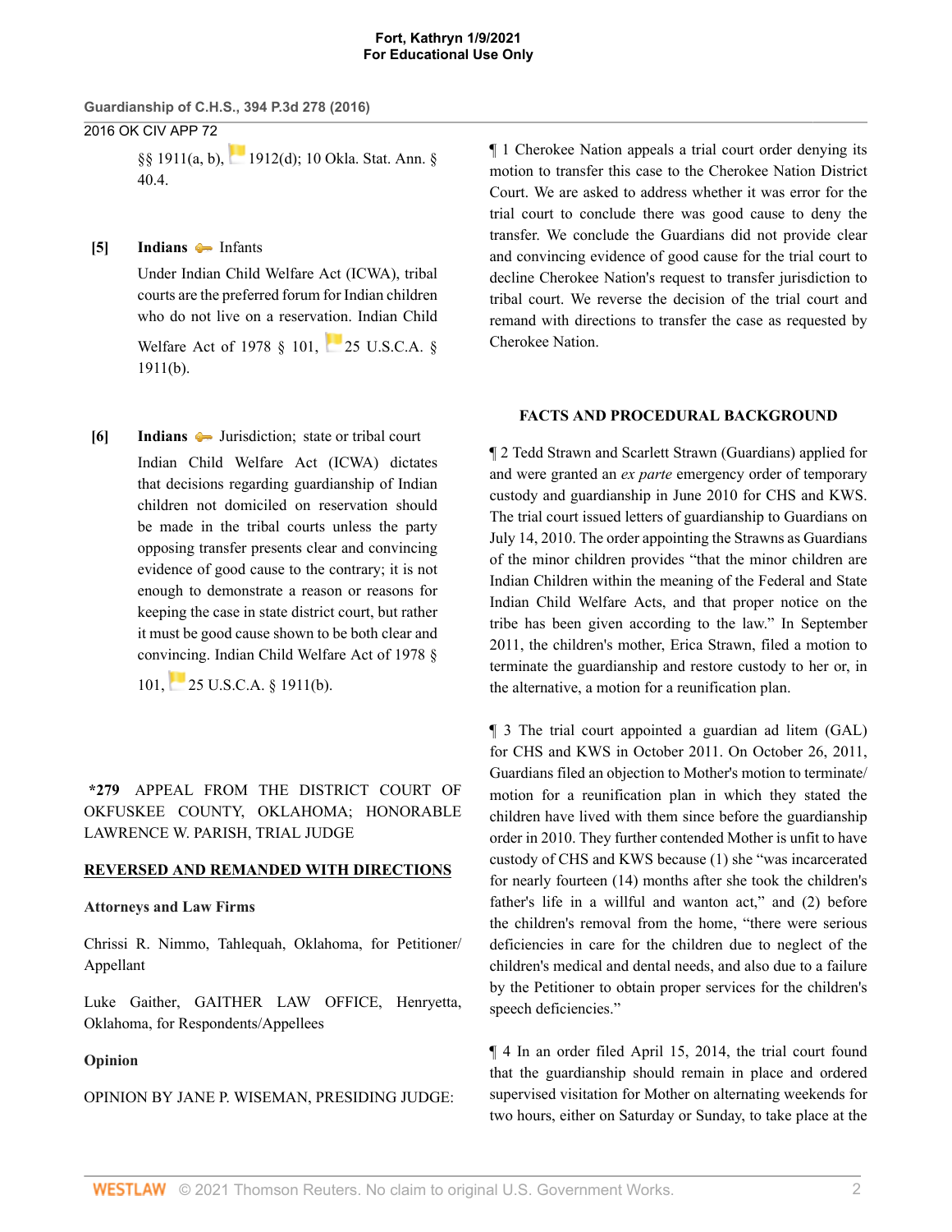§§ 1911(a, b), 1912(d); 10 Okla. Stat. Ann. § 40.4.

**[5] Indians** Infants

Under Indian Child Welfare Act (ICWA), tribal courts are the preferred forum for Indian children who do not live on a reservation. Indian Child Welfare Act of 1978 § 101, 25 U.S.C.A. § 1911(b).

**[6] Indians** Jurisdiction; state or tribal court

Indian Child Welfare Act (ICWA) dictates that decisions regarding guardianship of Indian children not domiciled on reservation should be made in the tribal courts unless the party opposing transfer presents clear and convincing evidence of good cause to the contrary; it is not enough to demonstrate a reason or reasons for keeping the case in state district court, but rather it must be good cause shown to be both clear and convincing. Indian Child Welfare Act of 1978 § 101, 25 U.S.C.A. § 1911(b).

**\*279** APPEAL FROM THE DISTRICT COURT OF OKFUSKEE COUNTY, OKLAHOMA; HONORABLE LAWRENCE W. PARISH, TRIAL JUDGE

**REVERSED AND REMANDED WITH DIRECTIONS**

**Attorneys and Law Firms**

Chrissi R. Nimmo, Tahlequah, Oklahoma, for Petitioner/ Appellant

Luke Gaither, GAITHER LAW OFFICE, Henryetta, Oklahoma, for Respondents/Appellees

**Opinion**

OPINION BY JANE P. WISEMAN, PRESIDING JUDGE:

¶ 1 Cherokee Nation appeals a trial court order denying its motion to transfer this case to the Cherokee Nation District Court. We are asked to address whether it was error for the trial court to conclude there was good cause to deny the transfer. We conclude the Guardians did not provide clear and convincing evidence of good cause for the trial court to decline Cherokee Nation's request to transfer jurisdiction to tribal court. We reverse the decision of the trial court and remand with directions to transfer the case as requested by Cherokee Nation.

**FACTS AND PROCEDURAL BACKGROUND**

¶ 2 Tedd Strawn and Scarlett Strawn (Guardians) applied for and were granted an *ex parte* emergency order of temporary custody and guardianship in June 2010 for CHS and KWS. The trial court issued letters of guardianship to Guardians on July 14, 2010. The order appointing the Strawns as Guardians of the minor children provides "that the minor children are Indian Children within the meaning of the Federal and State Indian Child Welfare Acts, and that proper notice on the tribe has been given according to the law." In September 2011, the children's mother, Erica Strawn, filed a motion to terminate the guardianship and restore custody to her or, in the alternative, a motion for a reunification plan.

¶ 3 The trial court appointed a guardian ad litem (GAL) for CHS and KWS in October 2011. On October 26, 2011, Guardians filed an objection to Mother's motion to terminate/ motion for a reunification plan in which they stated the children have lived with them since before the guardianship order in 2010. They further contended Mother is unfit to have custody of CHS and KWS because (1) she "was incarcerated for nearly fourteen (14) months after she took the children's father's life in a willful and wanton act," and (2) before the children's removal from the home, "there were serious deficiencies in care for the children due to neglect of the children's medical and dental needs, and also due to a failure by the Petitioner to obtain proper services for the children's speech deficiencies."

¶ 4 In an order filed April 15, 2014, the trial court found that the guardianship should remain in place and ordered supervised visitation for Mother on alternating weekends for two hours, either on Saturday or Sunday, to take place at the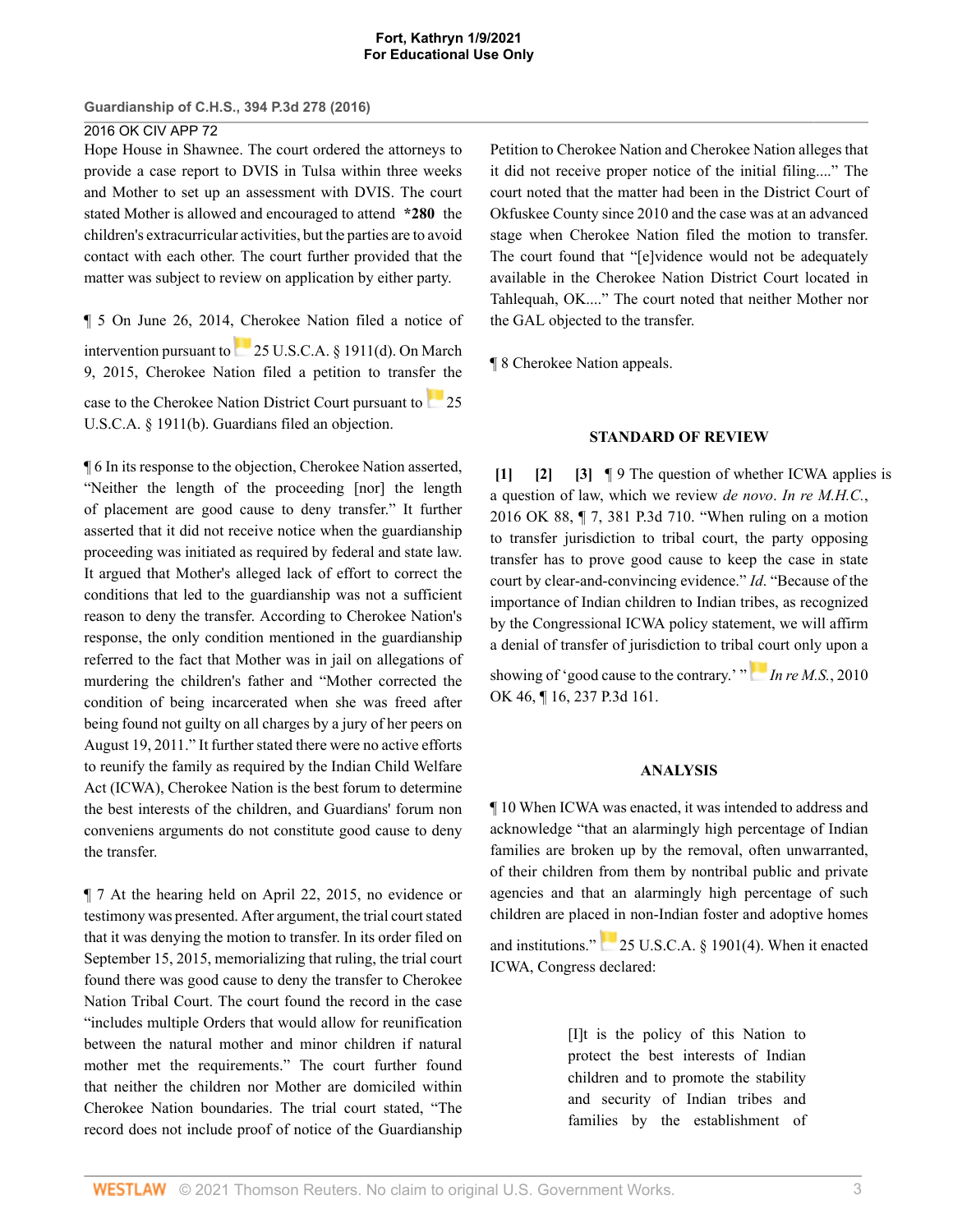Hope House in Shawnee. The court ordered the attorneys to provide a case report to DVIS in Tulsa within three weeks and Mother to set up an assessment with DVIS. The court stated Mother is allowed and encouraged to attend **\*280** the children's extracurricular activities, but the parties are to avoid contact with each other. The court further provided that the matter was subject to review on application by either party.

¶ 5 On June 26, 2014, Cherokee Nation filed a notice of intervention pursuant to 25 U.S.C.A. § 1911(d). On March 9, 2015, Cherokee Nation filed a petition to transfer the case to the Cherokee Nation District Court pursuant to 25 U.S.C.A. § 1911(b). Guardians filed an objection.

¶ 6 In its response to the objection, Cherokee Nation asserted, "Neither the length of the proceeding [nor] the length of placement are good cause to deny transfer." It further asserted that it did not receive notice when the guardianship proceeding was initiated as required by federal and state law. It argued that Mother's alleged lack of effort to correct the conditions that led to the guardianship was not a sufficient reason to deny the transfer. According to Cherokee Nation's response, the only condition mentioned in the guardianship referred to the fact that Mother was in jail on allegations of murdering the children's father and "Mother corrected the condition of being incarcerated when she was freed after being found not guilty on all charges by a jury of her peers on August 19, 2011." It further stated there were no active efforts to reunify the family as required by the Indian Child Welfare Act (ICWA), Cherokee Nation is the best forum to determine the best interests of the children, and Guardians' forum non conveniens arguments do not constitute good cause to deny the transfer.

¶ 7 At the hearing held on April 22, 2015, no evidence or testimony was presented. After argument, the trial court stated that it was denying the motion to transfer. In its order filed on September 15, 2015, memorializing that ruling, the trial court found there was good cause to deny the transfer to Cherokee Nation Tribal Court. The court found the record in the case "includes multiple Orders that would allow for reunification between the natural mother and minor children if natural mother met the requirements." The court further found that neither the children nor Mother are domiciled within Cherokee Nation boundaries. The trial court stated, "The record does not include proof of notice of the Guardianship Petition to Cherokee Nation and Cherokee Nation alleges that it did not receive proper notice of the initial filing...." The court noted that the matter had been in the District Court of Okfuskee County since 2010 and the case was at an advanced stage when Cherokee Nation filed the motion to transfer. The court found that "[e]vidence would not be adequately available in the Cherokee Nation District Court located in Tahlequah, OK...." The court noted that neither Mother nor the GAL objected to the transfer.

¶ 8 Cherokee Nation appeals.

## STANDARD OF REVIEW

**[1] [2] [3]** ¶ 9 The question of whether ICWA applies is a question of law, which we review *de novo*. *In re M.H.C.*, 2016 OK 88, ¶ 7, 381 P.3d 710. "When ruling on a motion to transfer jurisdiction to tribal court, the party opposing transfer has to prove good cause to keep the case in state court by clear-and-convincing evidence." *Id*. "Because of the importance of Indian children to Indian tribes, as recognized by the Congressional ICWA policy statement, we will affirm a denial of transfer of jurisdiction to tribal court only upon a showing of 'good cause to the contrary.' " *In re M.S.*, 2010 OK 46, ¶ 16, 237 P.3d 161.

## ANALYSIS

¶ 10 When ICWA was enacted, it was intended to address and acknowledge "that an alarmingly high percentage of Indian families are broken up by the removal, often unwarranted, of their children from them by nontribal public and private agencies and that an alarmingly high percentage of such children are placed in non-Indian foster and adoptive homes and institutions." 25 U.S.C.A. § 1901(4). When it enacted ICWA, Congress declared:

> [I]t is the policy of this Nation to protect the best interests of Indian children and to promote the stability and security of Indian tribes and families by the establishment of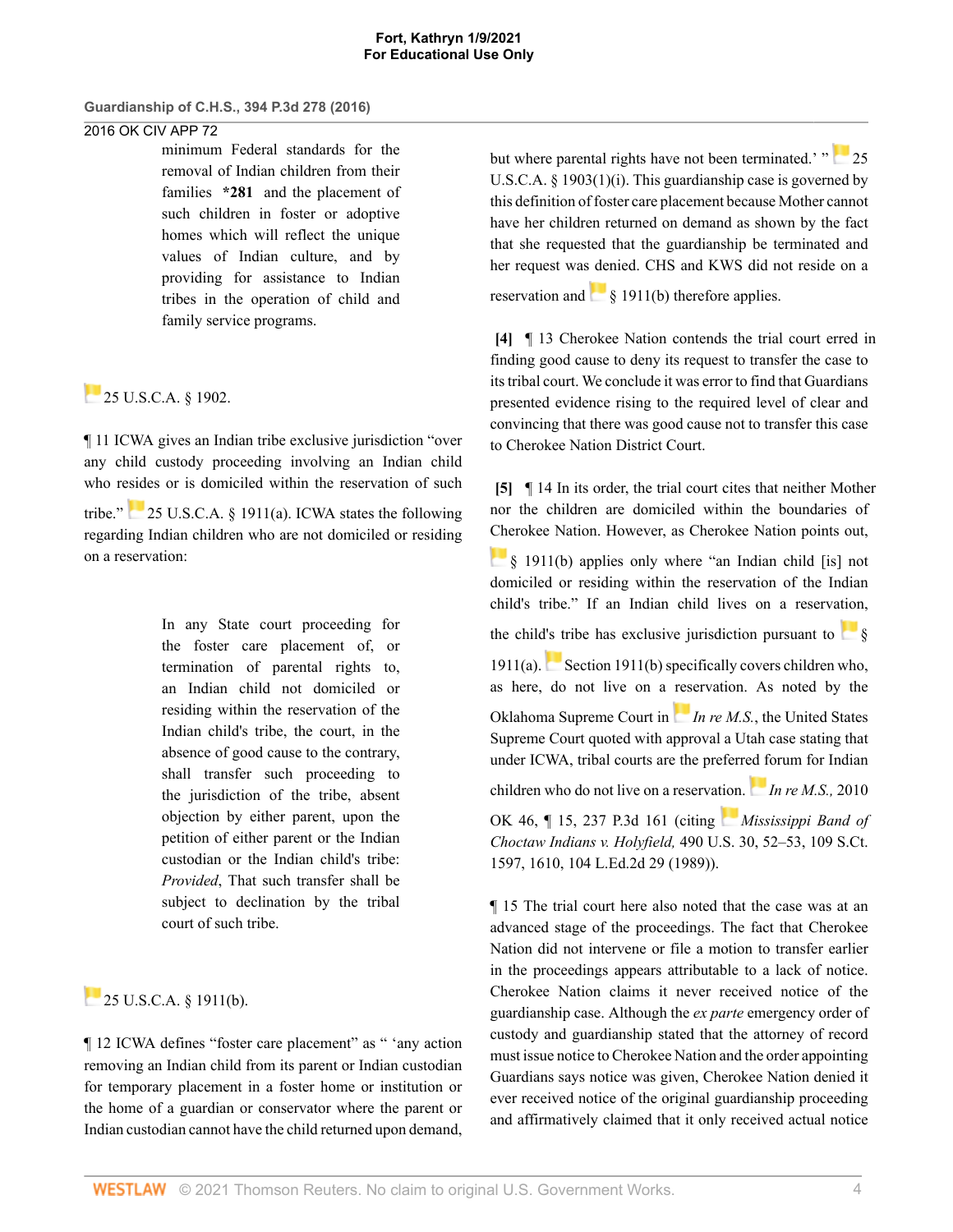> minimum Federal standards for the removal of Indian children from their families **\*281** and the placement of such children in foster or adoptive homes which will reflect the unique values of Indian culture, and by providing for assistance to Indian tribes in the operation of child and family service programs.

25 U.S.C.A. § 1902.

¶ 11 ICWA gives an Indian tribe exclusive jurisdiction "over any child custody proceeding involving an Indian child who resides or is domiciled within the reservation of such tribe." 25 U.S.C.A. § 1911(a). ICWA states the following regarding Indian children who are not domiciled or residing on a reservation:

> In any State court proceeding for the foster care placement of, or termination of parental rights to, an Indian child not domiciled or residing within the reservation of the Indian child's tribe, the court, in the absence of good cause to the contrary, shall transfer such proceeding to the jurisdiction of the tribe, absent objection by either parent, upon the petition of either parent or the Indian custodian or the Indian child's tribe: *Provided*, That such transfer shall be subject to declination by the tribal court of such tribe.

25 U.S.C.A. § 1911(b).

¶ 12 ICWA defines "foster care placement" as " 'any action removing an Indian child from its parent or Indian custodian for temporary placement in a foster home or institution or the home of a guardian or conservator where the parent or Indian custodian cannot have the child returned upon demand, but where parental rights have not been terminated.' " 25 U.S.C.A. § 1903(1)(i). This guardianship case is governed by this definition of foster care placement because Mother cannot have her children returned on demand as shown by the fact that she requested that the guardianship be terminated and her request was denied. CHS and KWS did not reside on a reservation and § 1911(b) therefore applies.

**[4]** ¶ 13 Cherokee Nation contends the trial court erred in finding good cause to deny its request to transfer the case to its tribal court. We conclude it was error to find that Guardians presented evidence rising to the required level of clear and convincing that there was good cause not to transfer this case to Cherokee Nation District Court.

**[5]** ¶ 14 In its order, the trial court cites that neither Mother nor the children are domiciled within the boundaries of Cherokee Nation. However, as Cherokee Nation points out, § 1911(b) applies only where "an Indian child [is] not domiciled or residing within the reservation of the Indian child's tribe." If an Indian child lives on a reservation, the child's tribe has exclusive jurisdiction pursuant to § 1911(a). Section 1911(b) specifically covers children who, as here, do not live on a reservation. As noted by the Oklahoma Supreme Court in *In re M.S.*, the United States Supreme Court quoted with approval a Utah case stating that under ICWA, tribal courts are the preferred forum for Indian children who do not live on a reservation. *In re M.S.,* 2010 OK 46, ¶ 15, 237 P.3d 161 (citing *Mississippi Band of Choctaw Indians v. Holyfield,* 490 U.S. 30, 52–53, 109 S.Ct. 1597, 1610, 104 L.Ed.2d 29 (1989)).

¶ 15 The trial court here also noted that the case was at an advanced stage of the proceedings. The fact that Cherokee Nation did not intervene or file a motion to transfer earlier in the proceedings appears attributable to a lack of notice. Cherokee Nation claims it never received notice of the guardianship case. Although the *ex parte* emergency order of custody and guardianship stated that the attorney of record must issue notice to Cherokee Nation and the order appointing Guardians says notice was given, Cherokee Nation denied it ever received notice of the original guardianship proceeding and affirmatively claimed that it only received actual notice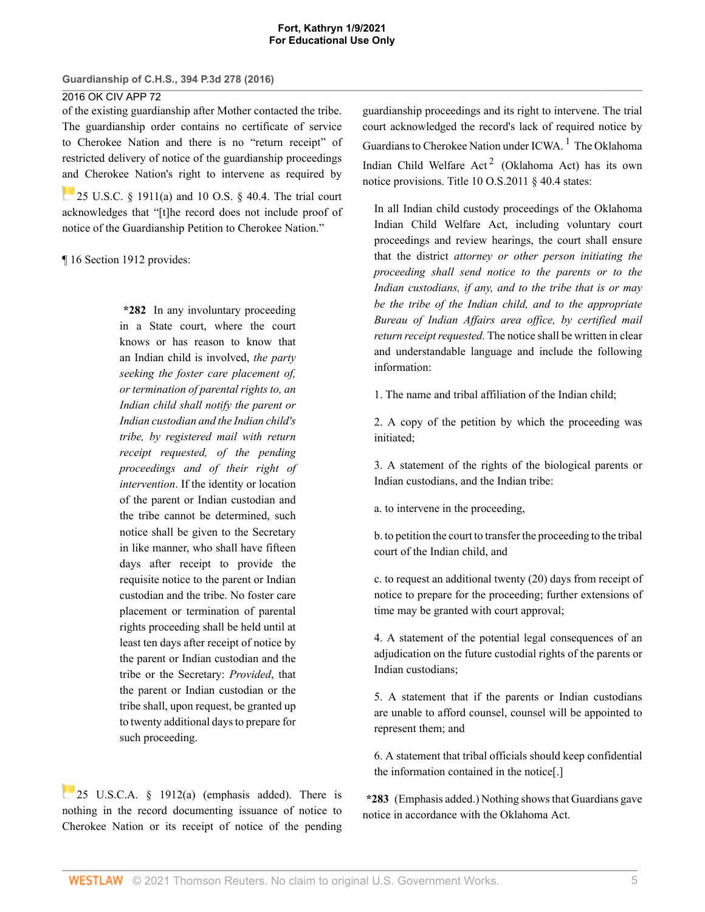of the existing guardianship after Mother contacted the tribe. The guardianship order contains no certificate of service to Cherokee Nation and there is no "return receipt" of restricted delivery of notice of the guardianship proceedings and Cherokee Nation's right to intervene as required by 25 U.S.C. § 1911(a) and 10 O.S. § 40.4. The trial court acknowledges that "[t]he record does not include proof of notice of the Guardianship Petition to Cherokee Nation."

¶ 16 Section 1912 provides:

> **\*282** In any involuntary proceeding in a State court, where the court knows or has reason to know that an Indian child is involved, *the party seeking the foster care placement of, or termination of parental rights to, an Indian child shall notify the parent or Indian custodian and the Indian child's tribe, by registered mail with return receipt requested, of the pending proceedings and of their right of intervention*. If the identity or location of the parent or Indian custodian and the tribe cannot be determined, such notice shall be given to the Secretary in like manner, who shall have fifteen days after receipt to provide the requisite notice to the parent or Indian custodian and the tribe. No foster care placement or termination of parental rights proceeding shall be held until at least ten days after receipt of notice by the parent or Indian custodian and the tribe or the Secretary: *Provided*, that the parent or Indian custodian or the tribe shall, upon request, be granted up to twenty additional days to prepare for such proceeding.

25 U.S.C.A. § 1912(a) (emphasis added). There is nothing in the record documenting issuance of notice to Cherokee Nation or its receipt of notice of the pending guardianship proceedings and its right to intervene. The trial court acknowledged the record's lack of required notice by Guardians to Cherokee Nation under ICWA.[1] The Oklahoma Indian Child Welfare Act[2] (Oklahoma Act) has its own notice provisions. Title 10 O.S.2011 § 40.4 states:

> In all Indian child custody proceedings of the Oklahoma Indian Child Welfare Act, including voluntary court proceedings and review hearings, the court shall ensure that the district *attorney or other person initiating the proceeding shall send notice to the parents or to the Indian custodians, if any, and to the tribe that is or may be the tribe of the Indian child, and to the appropriate Bureau of Indian Affairs area office, by certified mail return receipt requested.* The notice shall be written in clear and understandable language and include the following information:
>
> 1. The name and tribal affiliation of the Indian child;
>
> 2. A copy of the petition by which the proceeding was initiated;
>
> 3. A statement of the rights of the biological parents or Indian custodians, and the Indian tribe:
>
> a. to intervene in the proceeding,
>
> b. to petition the court to transfer the proceeding to the tribal court of the Indian child, and
>
> c. to request an additional twenty (20) days from receipt of notice to prepare for the proceeding; further extensions of time may be granted with court approval;
>
> 4. A statement of the potential legal consequences of an adjudication on the future custodial rights of the parents or Indian custodians;
>
> 5. A statement that if the parents or Indian custodians are unable to afford counsel, counsel will be appointed to represent them; and
>
> 6. A statement that tribal officials should keep confidential the information contained in the notice[.]

**\*283** (Emphasis added.) Nothing shows that Guardians gave notice in accordance with the Oklahoma Act.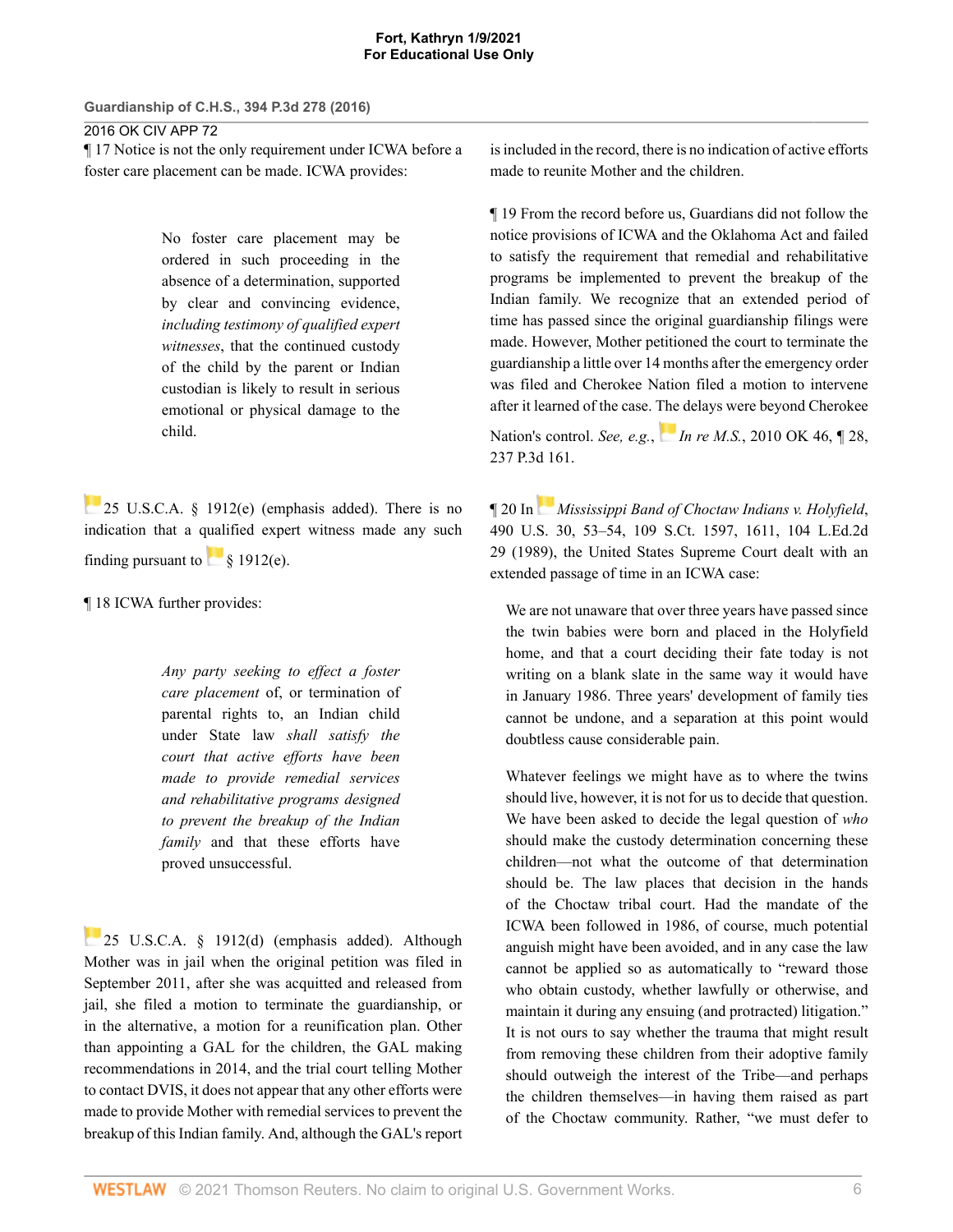¶ 17 Notice is not the only requirement under ICWA before a foster care placement can be made. ICWA provides:

> No foster care placement may be ordered in such proceeding in the absence of a determination, supported by clear and convincing evidence, *including testimony of qualified expert witnesses*, that the continued custody of the child by the parent or Indian custodian is likely to result in serious emotional or physical damage to the child.

25 U.S.C.A. § 1912(e) (emphasis added). There is no indication that a qualified expert witness made any such finding pursuant to § 1912(e).

¶ 18 ICWA further provides:

> *Any party seeking to effect a foster care placement* of, or termination of parental rights to, an Indian child under State law *shall satisfy the court that active efforts have been made to provide remedial services and rehabilitative programs designed to prevent the breakup of the Indian family* and that these efforts have proved unsuccessful.

25 U.S.C.A. § 1912(d) (emphasis added). Although Mother was in jail when the original petition was filed in September 2011, after she was acquitted and released from jail, she filed a motion to terminate the guardianship, or in the alternative, a motion for a reunification plan. Other than appointing a GAL for the children, the GAL making recommendations in 2014, and the trial court telling Mother to contact DVIS, it does not appear that any other efforts were made to provide Mother with remedial services to prevent the breakup of this Indian family. And, although the GAL's report is included in the record, there is no indication of active efforts made to reunite Mother and the children.

¶ 19 From the record before us, Guardians did not follow the notice provisions of ICWA and the Oklahoma Act and failed to satisfy the requirement that remedial and rehabilitative programs be implemented to prevent the breakup of the Indian family. We recognize that an extended period of time has passed since the original guardianship filings were made. However, Mother petitioned the court to terminate the guardianship a little over 14 months after the emergency order was filed and Cherokee Nation filed a motion to intervene after it learned of the case. The delays were beyond Cherokee Nation's control. *See, e.g.*, *In re M.S.*, 2010 OK 46, ¶ 28, 237 P.3d 161.

¶ 20 In *Mississippi Band of Choctaw Indians v. Holyfield*, 490 U.S. 30, 53–54, 109 S.Ct. 1597, 1611, 104 L.Ed.2d 29 (1989), the United States Supreme Court dealt with an extended passage of time in an ICWA case:

> We are not unaware that over three years have passed since the twin babies were born and placed in the Holyfield home, and that a court deciding their fate today is not writing on a blank slate in the same way it would have in January 1986. Three years' development of family ties cannot be undone, and a separation at this point would doubtless cause considerable pain.
>
> Whatever feelings we might have as to where the twins should live, however, it is not for us to decide that question. We have been asked to decide the legal question of *who* should make the custody determination concerning these children—not what the outcome of that determination should be. The law places that decision in the hands of the Choctaw tribal court. Had the mandate of the ICWA been followed in 1986, of course, much potential anguish might have been avoided, and in any case the law cannot be applied so as automatically to "reward those who obtain custody, whether lawfully or otherwise, and maintain it during any ensuing (and protracted) litigation." It is not ours to say whether the trauma that might result from removing these children from their adoptive family should outweigh the interest of the Tribe—and perhaps the children themselves—in having them raised as part of the Choctaw community. Rather, "we must defer to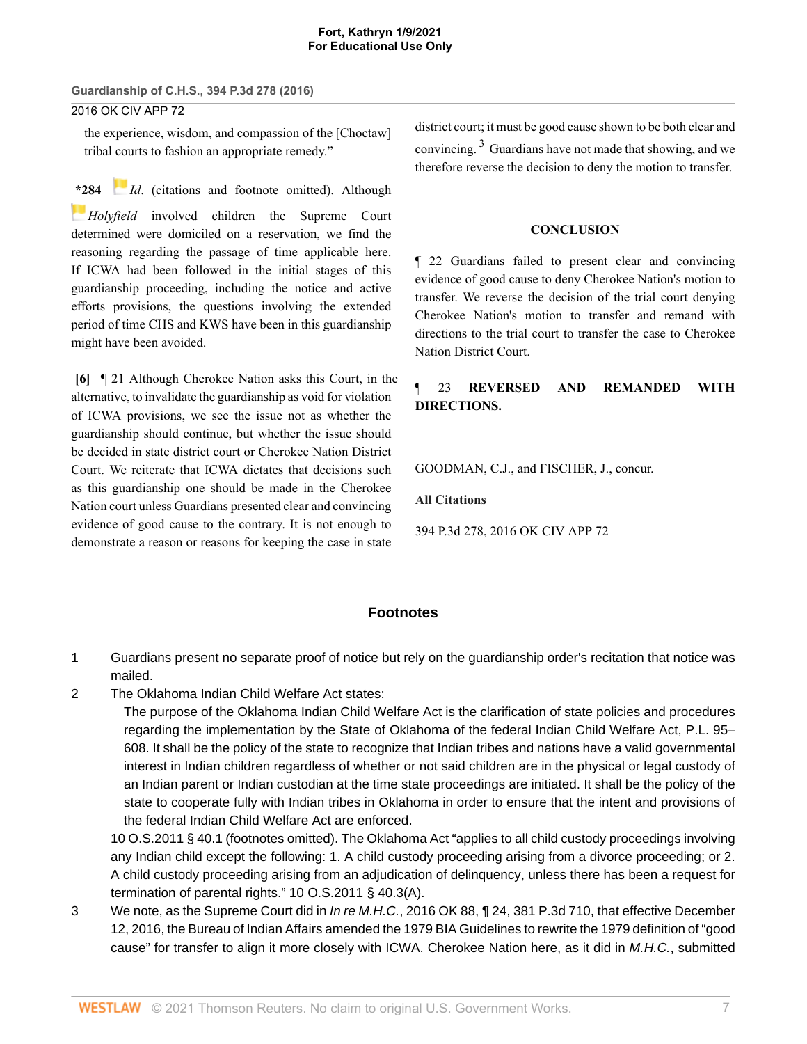the experience, wisdom, and compassion of the [Choctaw] tribal courts to fashion an appropriate remedy."

**\*284** *Id*. (citations and footnote omitted). Although *Holyfield* involved children the Supreme Court determined were domiciled on a reservation, we find the reasoning regarding the passage of time applicable here. If ICWA had been followed in the initial stages of this guardianship proceeding, including the notice and active efforts provisions, the questions involving the extended period of time CHS and KWS have been in this guardianship might have been avoided.

**[6]** ¶ 21 Although Cherokee Nation asks this Court, in the alternative, to invalidate the guardianship as void for violation of ICWA provisions, we see the issue not as whether the guardianship should continue, but whether the issue should be decided in state district court or Cherokee Nation District Court. We reiterate that ICWA dictates that decisions such as this guardianship one should be made in the Cherokee Nation court unless Guardians presented clear and convincing evidence of good cause to the contrary. It is not enough to demonstrate a reason or reasons for keeping the case in state district court; it must be good cause shown to be both clear and convincing.[3] Guardians have not made that showing, and we therefore reverse the decision to deny the motion to transfer.

## CONCLUSION

¶ 22 Guardians failed to present clear and convincing evidence of good cause to deny Cherokee Nation's motion to transfer. We reverse the decision of the trial court denying Cherokee Nation's motion to transfer and remand with directions to the trial court to transfer the case to Cherokee Nation District Court.

¶ 23 **REVERSED AND REMANDED WITH DIRECTIONS.**

GOODMAN, C.J., and FISCHER, J., concur.

**All Citations**

394 P.3d 278, 2016 OK CIV APP 72

## Footnotes

1 Guardians present no separate proof of notice but rely on the guardianship order's recitation that notice was mailed.

2 The Oklahoma Indian Child Welfare Act states:

> The purpose of the Oklahoma Indian Child Welfare Act is the clarification of state policies and procedures regarding the implementation by the State of Oklahoma of the federal Indian Child Welfare Act, P.L. 95–608. It shall be the policy of the state to recognize that Indian tribes and nations have a valid governmental interest in Indian children regardless of whether or not said children are in the physical or legal custody of an Indian parent or Indian custodian at the time state proceedings are initiated. It shall be the policy of the state to cooperate fully with Indian tribes in Oklahoma in order to ensure that the intent and provisions of the federal Indian Child Welfare Act are enforced.

10 O.S.2011 § 40.1 (footnotes omitted). The Oklahoma Act "applies to all child custody proceedings involving any Indian child except the following: 1. A child custody proceeding arising from a divorce proceeding; or 2. A child custody proceeding arising from an adjudication of delinquency, unless there has been a request for termination of parental rights." 10 O.S.2011 § 40.3(A).

3 We note, as the Supreme Court did in *In re M.H.C.*, 2016 OK 88, ¶ 24, 381 P.3d 710, that effective December 12, 2016, the Bureau of Indian Affairs amended the 1979 BIA Guidelines to rewrite the 1979 definition of "good cause" for transfer to align it more closely with ICWA. Cherokee Nation here, as it did in *M.H.C.*, submitted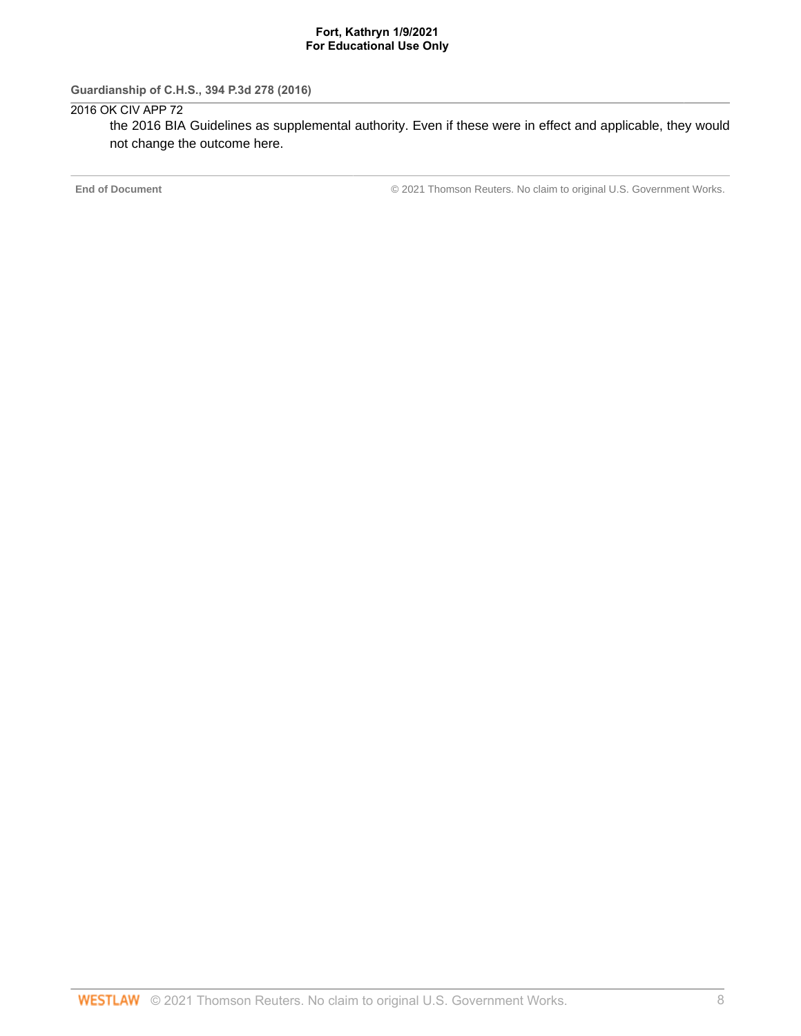the 2016 BIA Guidelines as supplemental authority. Even if these were in effect and applicable, they would not change the outcome here.

End of Document